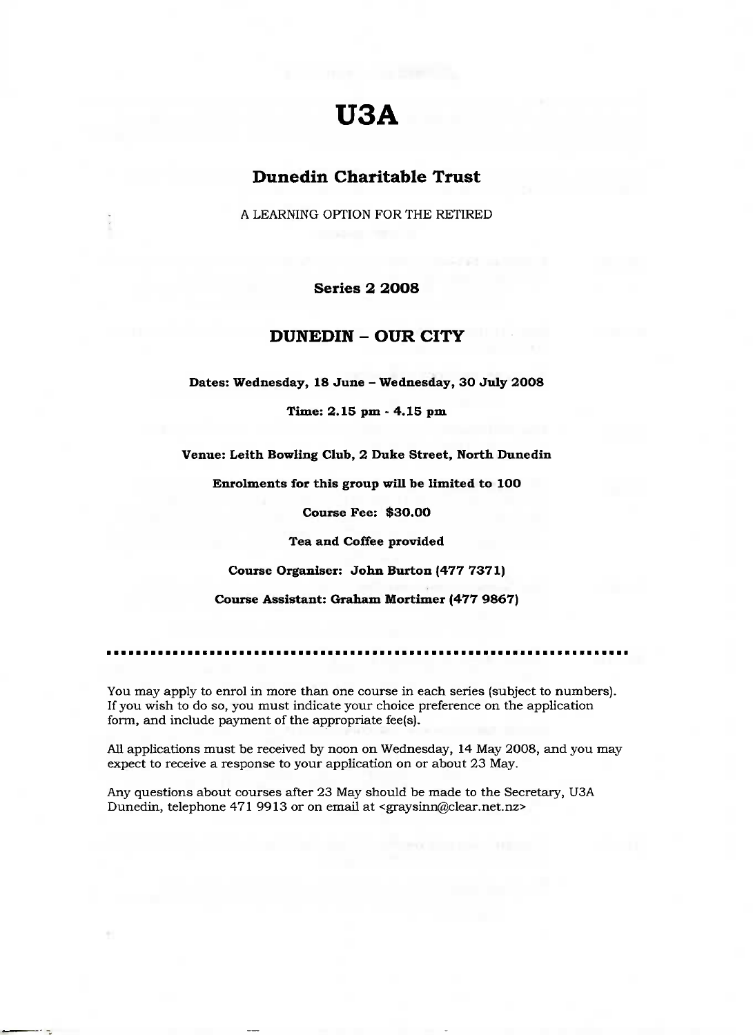# U3A

## Dunedin Charitable Trust

A LEARNING OPTION FOR THE RETIRED

**Series 2 2008**

## DUNEDIN – OUR CITY

**Dates: Wednesday, 18 June – Wednesday, 30 July 2008**

**Time: 2.15 pm - 4.15 pm**

**Venue: Leith Bowling Club, 2 Duke Street, North Dunedin**

**Enrolments for this group will be limited to 100**

**Course Fee: $30.00**

**Tea and Coffee provided**

**Course Organiser: John Burton (477 7371)**

**Course Assistant: Graham Mortimer (477 9867)**

---

You may apply to enrol in more than one course in each series (subject to numbers). If you wish to do so, you must indicate your choice preference on the application form, and include payment of the appropriate fee(s).

All applications must be received by noon on Wednesday, 14 May 2008, and you may expect to receive a response to your application on or about 23 May.

Any questions about courses after 23 May should be made to the Secretary, U3A Dunedin, telephone 471 9913 or on email at <graysinn@clear.net.nz>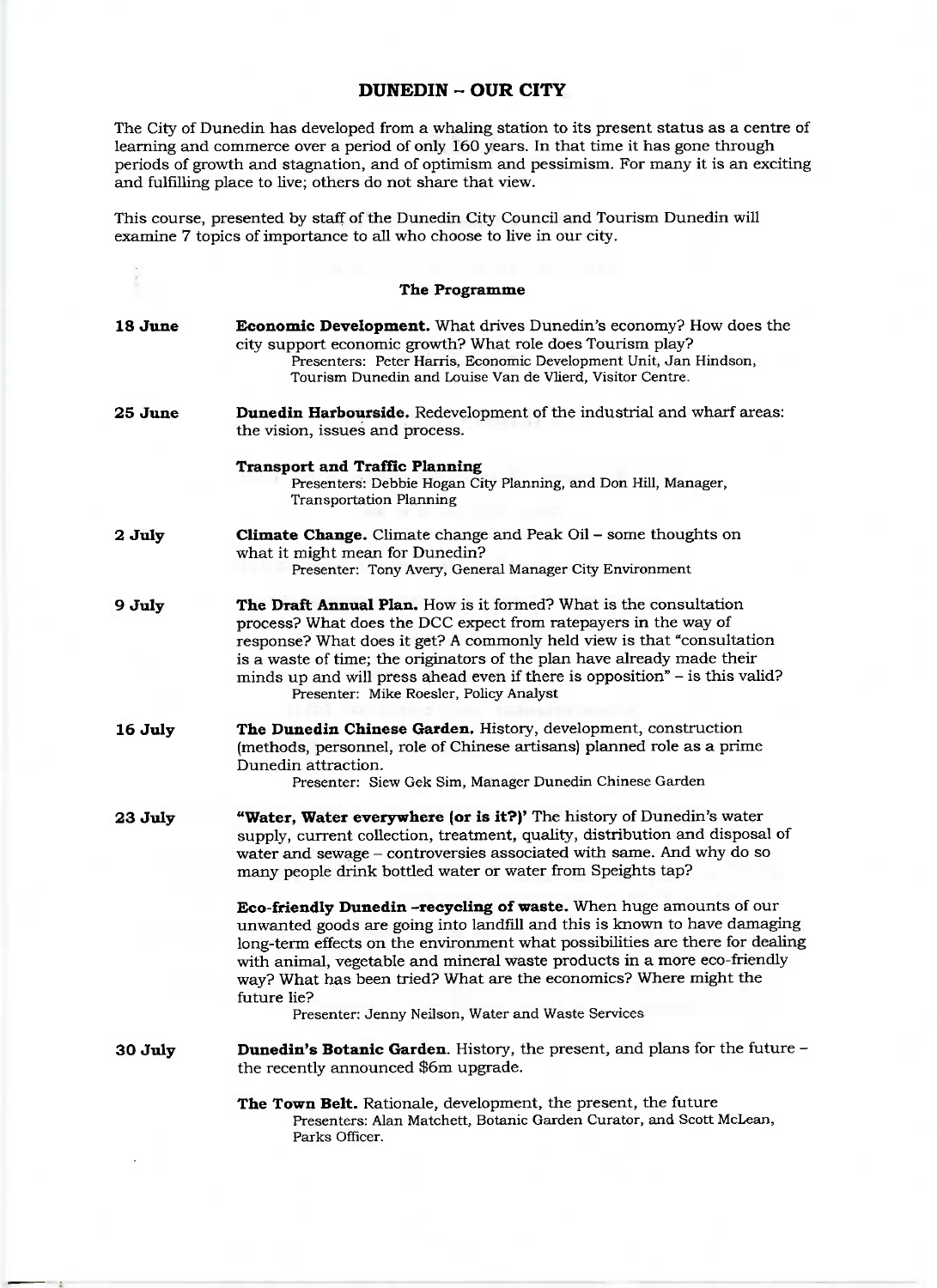# DUNEDIN – OUR CITY

The City of Dunedin has developed from a whaling station to its present status as a centre of learning and commerce over a period of only 160 years. In that time it has gone through periods of growth and stagnation, and of optimism and pessimism. For many it is an exciting and fulfilling place to live; others do not share that view.

This course, presented by staff of the Dunedin City Council and Tourism Dunedin will examine 7 topics of importance to all who choose to live in our city.

## The Programme

**18 June**

**Economic Development.** What drives Dunedin's economy? How does the city support economic growth? What role does Tourism play?
Presenters: Peter Harris, Economic Development Unit, Jan Hindson, Tourism Dunedin and Louise Van de Vlierd, Visitor Centre.

**25 June**

**Dunedin Harbourside.** Redevelopment of the industrial and wharf areas: the vision, issues and process.

**Transport and Traffic Planning**
Presenters: Debbie Hogan City Planning, and Don Hill, Manager, Transportation Planning

**2 July**

**Climate Change.** Climate change and Peak Oil – some thoughts on what it might mean for Dunedin?
Presenter: Tony Avery, General Manager City Environment

**9 July**

**The Draft Annual Plan.** How is it formed? What is the consultation process? What does the DCC expect from ratepayers in the way of response? What does it get? A commonly held view is that "consultation is a waste of time; the originators of the plan have already made their minds up and will press ahead even if there is opposition" – is this valid?
Presenter: Mike Roesler, Policy Analyst

**16 July**

**The Dunedin Chinese Garden.** History, development, construction (methods, personnel, role of Chinese artisans) planned role as a prime Dunedin attraction.
Presenter: Siew Gek Sim, Manager Dunedin Chinese Garden

**23 July**

**"Water, Water everywhere (or is it?)'** The history of Dunedin's water supply, current collection, treatment, quality, distribution and disposal of water and sewage – controversies associated with same. And why do so many people drink bottled water or water from Speights tap?

**Eco-friendly Dunedin –recycling of waste.** When huge amounts of our unwanted goods are going into landfill and this is known to have damaging long-term effects on the environment what possibilities are there for dealing with animal, vegetable and mineral waste products in a more eco-friendly way? What has been tried? What are the economics? Where might the future lie?
Presenter: Jenny Neilson, Water and Waste Services

**30 July**

**Dunedin's Botanic Garden.** History, the present, and plans for the future – the recently announced $6m upgrade.

**The Town Belt.** Rationale, development, the present, the future
Presenters: Alan Matchett, Botanic Garden Curator, and Scott McLean, Parks Officer.